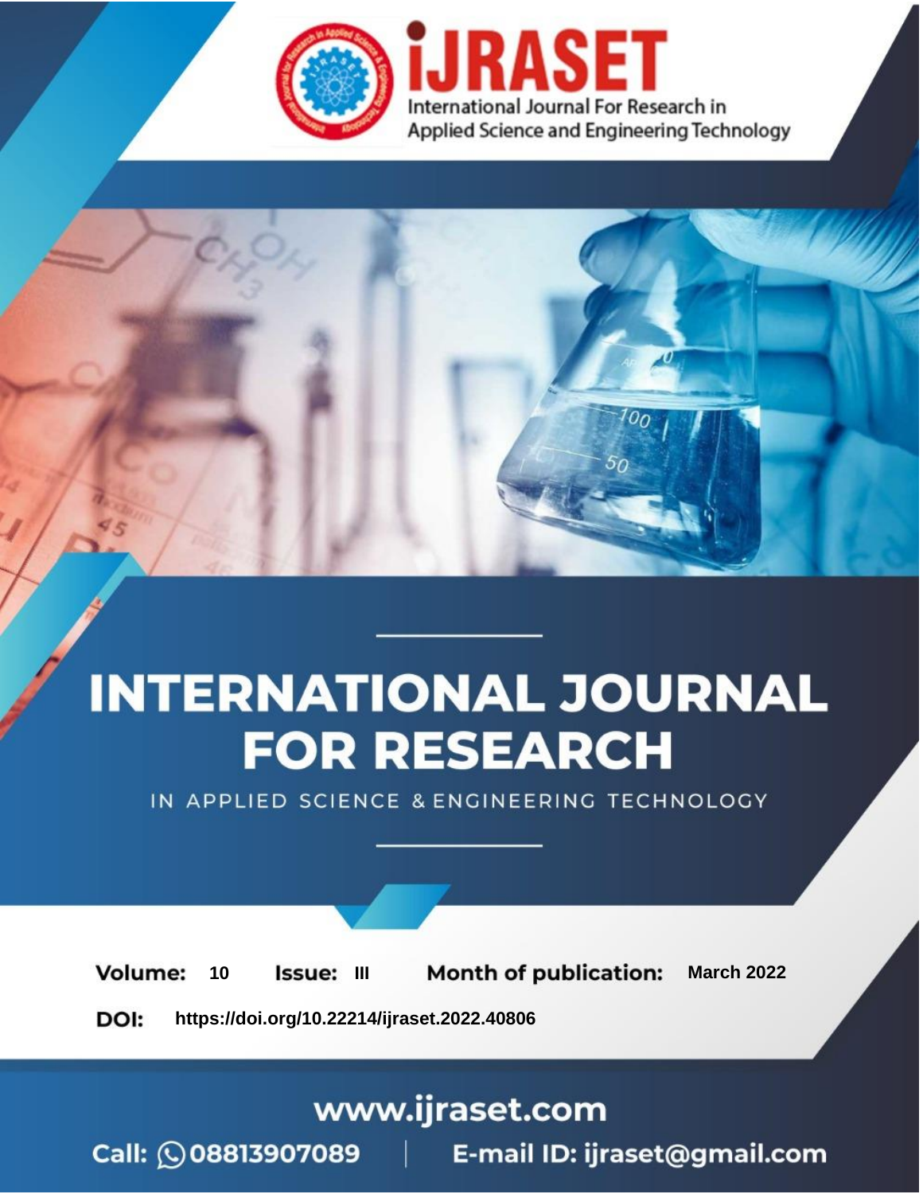# INTERNATIONAL JOURNAL FOR RESEARCH

IN APPLIED SCIENCE & ENGINEERING TECHNOLOGY

**Volume:** 10 **Issue:** III **Month of publication:** March 2022

**DOI:** https://doi.org/10.22214/ijraset.2022.40806

www.ijraset.com

Call: 08813907089 | E-mail ID: ijraset@gmail.com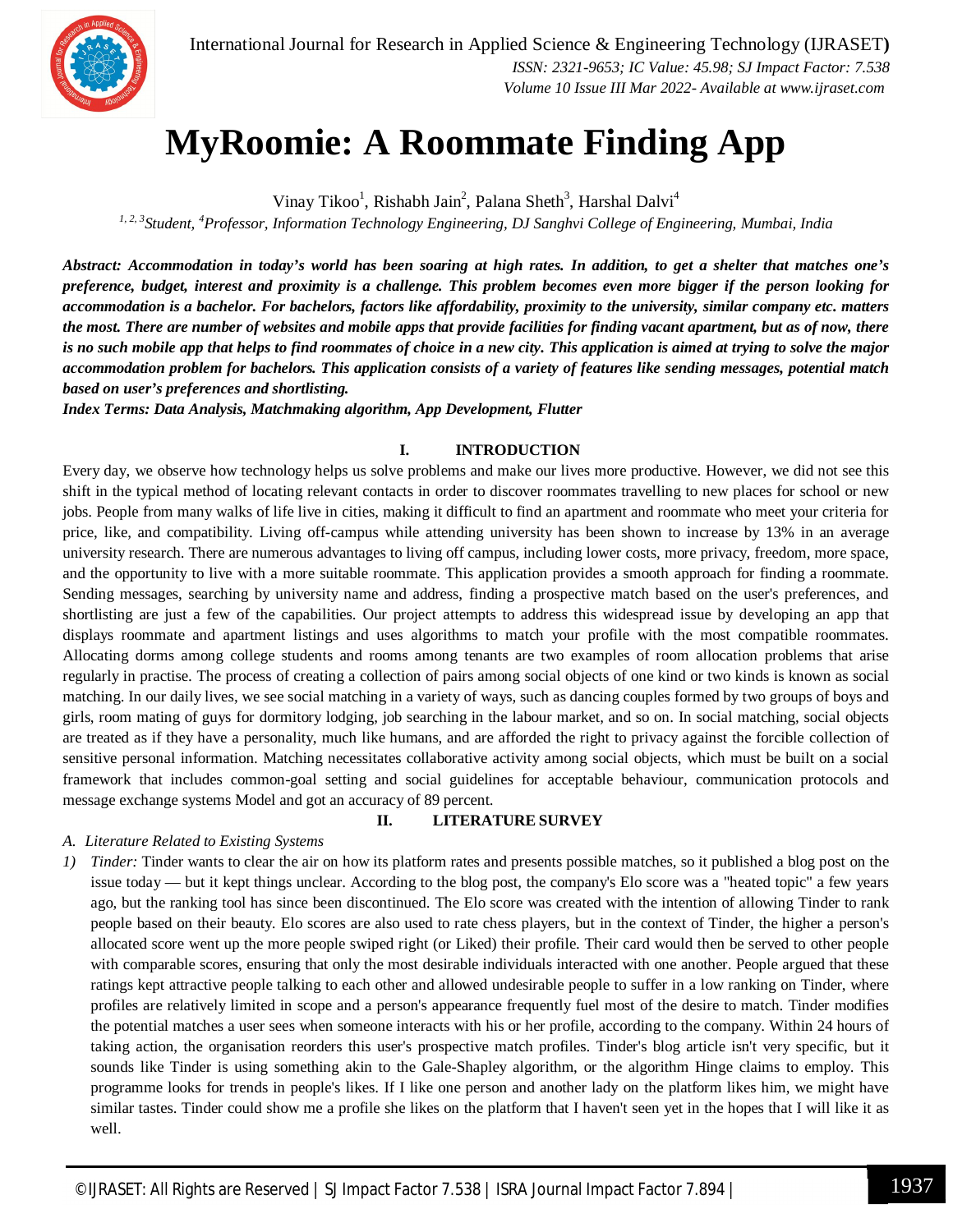# MyRoomie: A Roommate Finding App

Vinay Tikoo[1], Rishabh Jain[2], Palana Sheth[3], Harshal Dalvi[4]

[1, 2, 3]*Student,* [4]*Professor, Information Technology Engineering, DJ Sanghvi College of Engineering, Mumbai, India*

***Abstract:** Accommodation in today's world has been soaring at high rates. In addition, to get a shelter that matches one's preference, budget, interest and proximity is a challenge. This problem becomes even more bigger if the person looking for accommodation is a bachelor. For bachelors, factors like affordability, proximity to the university, similar company etc. matters the most. There are number of websites and mobile apps that provide facilities for finding vacant apartment, but as of now, there is no such mobile app that helps to find roommates of choice in a new city. This application is aimed at trying to solve the major accommodation problem for bachelors. This application consists of a variety of features like sending messages, potential match based on user's preferences and shortlisting.*

***Index Terms:** Data Analysis, Matchmaking algorithm, App Development, Flutter*

## I. INTRODUCTION

Every day, we observe how technology helps us solve problems and make our lives more productive. However, we did not see this shift in the typical method of locating relevant contacts in order to discover roommates travelling to new places for school or new jobs. People from many walks of life live in cities, making it difficult to find an apartment and roommate who meet your criteria for price, like, and compatibility. Living off-campus while attending university has been shown to increase by 13% in an average university research. There are numerous advantages to living off campus, including lower costs, more privacy, freedom, more space, and the opportunity to live with a more suitable roommate. This application provides a smooth approach for finding a roommate. Sending messages, searching by university name and address, finding a prospective match based on the user's preferences, and shortlisting are just a few of the capabilities. Our project attempts to address this widespread issue by developing an app that displays roommate and apartment listings and uses algorithms to match your profile with the most compatible roommates. Allocating dorms among college students and rooms among tenants are two examples of room allocation problems that arise regularly in practise. The process of creating a collection of pairs among social objects of one kind or two kinds is known as social matching. In our daily lives, we see social matching in a variety of ways, such as dancing couples formed by two groups of boys and girls, room mating of guys for dormitory lodging, job searching in the labour market, and so on. In social matching, social objects are treated as if they have a personality, much like humans, and are afforded the right to privacy against the forcible collection of sensitive personal information. Matching necessitates collaborative activity among social objects, which must be built on a social framework that includes common-goal setting and social guidelines for acceptable behaviour, communication protocols and message exchange systems Model and got an accuracy of 89 percent.

## II. LITERATURE SURVEY

### A. Literature Related to Existing Systems

1) *Tinder:* Tinder wants to clear the air on how its platform rates and presents possible matches, so it published a blog post on the issue today — but it kept things unclear. According to the blog post, the company's Elo score was a "heated topic" a few years ago, but the ranking tool has since been discontinued. The Elo score was created with the intention of allowing Tinder to rank people based on their beauty. Elo scores are also used to rate chess players, but in the context of Tinder, the higher a person's allocated score went up the more people swiped right (or Liked) their profile. Their card would then be served to other people with comparable scores, ensuring that only the most desirable individuals interacted with one another. People argued that these ratings kept attractive people talking to each other and allowed undesirable people to suffer in a low ranking on Tinder, where profiles are relatively limited in scope and a person's appearance frequently fuel most of the desire to match. Tinder modifies the potential matches a user sees when someone interacts with his or her profile, according to the company. Within 24 hours of taking action, the organisation reorders this user's prospective match profiles. Tinder's blog article isn't very specific, but it sounds like Tinder is using something akin to the Gale-Shapley algorithm, or the algorithm Hinge claims to employ. This programme looks for trends in people's likes. If I like one person and another lady on the platform likes him, we might have similar tastes. Tinder could show me a profile she likes on the platform that I haven't seen yet in the hopes that I will like it as well.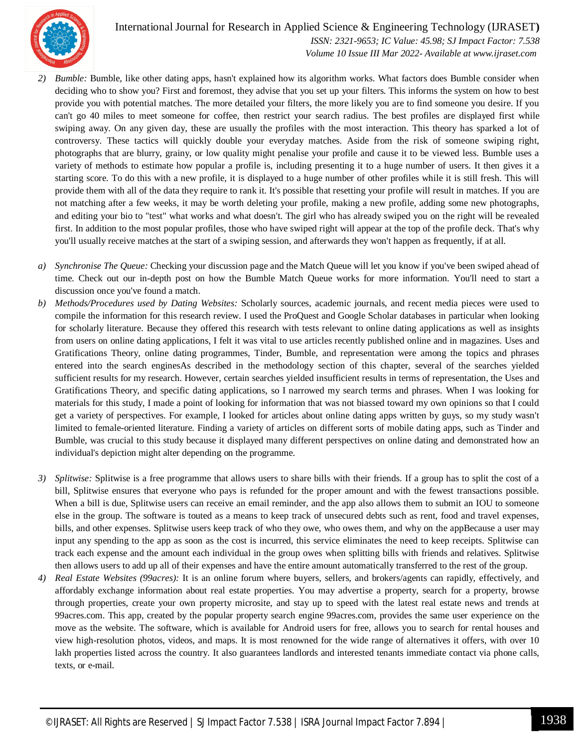2) *Bumble:* Bumble, like other dating apps, hasn't explained how its algorithm works. What factors does Bumble consider when deciding who to show you? First and foremost, they advise that you set up your filters. This informs the system on how to best provide you with potential matches. The more detailed your filters, the more likely you are to find someone you desire. If you can't go 40 miles to meet someone for coffee, then restrict your search radius. The best profiles are displayed first while swiping away. On any given day, these are usually the profiles with the most interaction. This theory has sparked a lot of controversy. These tactics will quickly double your everyday matches. Aside from the risk of someone swiping right, photographs that are blurry, grainy, or low quality might penalise your profile and cause it to be viewed less. Bumble uses a variety of methods to estimate how popular a profile is, including presenting it to a huge number of users. It then gives it a starting score. To do this with a new profile, it is displayed to a huge number of other profiles while it is still fresh. This will provide them with all of the data they require to rank it. It's possible that resetting your profile will result in matches. If you are not matching after a few weeks, it may be worth deleting your profile, making a new profile, adding some new photographs, and editing your bio to "test" what works and what doesn't. The girl who has already swiped you on the right will be revealed first. In addition to the most popular profiles, those who have swiped right will appear at the top of the profile deck. That's why you'll usually receive matches at the start of a swiping session, and afterwards they won't happen as frequently, if at all.

a) *Synchronise The Queue:* Checking your discussion page and the Match Queue will let you know if you've been swiped ahead of time. Check out our in-depth post on how the Bumble Match Queue works for more information. You'll need to start a discussion once you've found a match.

b) *Methods/Procedures used by Dating Websites:* Scholarly sources, academic journals, and recent media pieces were used to compile the information for this research review. I used the ProQuest and Google Scholar databases in particular when looking for scholarly literature. Because they offered this research with tests relevant to online dating applications as well as insights from users on online dating applications, I felt it was vital to use articles recently published online and in magazines. Uses and Gratifications Theory, online dating programmes, Tinder, Bumble, and representation were among the topics and phrases entered into the search enginesAs described in the methodology section of this chapter, several of the searches yielded sufficient results for my research. However, certain searches yielded insufficient results in terms of representation, the Uses and Gratifications Theory, and specific dating applications, so I narrowed my search terms and phrases. When I was looking for materials for this study, I made a point of looking for information that was not biassed toward my own opinions so that I could get a variety of perspectives. For example, I looked for articles about online dating apps written by guys, so my study wasn't limited to female-oriented literature. Finding a variety of articles on different sorts of mobile dating apps, such as Tinder and Bumble, was crucial to this study because it displayed many different perspectives on online dating and demonstrated how an individual's depiction might alter depending on the programme.

3) *Splitwise:* Splitwise is a free programme that allows users to share bills with their friends. If a group has to split the cost of a bill, Splitwise ensures that everyone who pays is refunded for the proper amount and with the fewest transactions possible. When a bill is due, Splitwise users can receive an email reminder, and the app also allows them to submit an IOU to someone else in the group. The software is touted as a means to keep track of unsecured debts such as rent, food and travel expenses, bills, and other expenses. Splitwise users keep track of who they owe, who owes them, and why on the appBecause a user may input any spending to the app as soon as the cost is incurred, this service eliminates the need to keep receipts. Splitwise can track each expense and the amount each individual in the group owes when splitting bills with friends and relatives. Splitwise then allows users to add up all of their expenses and have the entire amount automatically transferred to the rest of the group.

4) *Real Estate Websites (99acres):* It is an online forum where buyers, sellers, and brokers/agents can rapidly, effectively, and affordably exchange information about real estate properties. You may advertise a property, search for a property, browse through properties, create your own property microsite, and stay up to speed with the latest real estate news and trends at 99acres.com. This app, created by the popular property search engine 99acres.com, provides the same user experience on the move as the website. The software, which is available for Android users for free, allows you to search for rental houses and view high-resolution photos, videos, and maps. It is most renowned for the wide range of alternatives it offers, with over 10 lakh properties listed across the country. It also guarantees landlords and interested tenants immediate contact via phone calls, texts, or e-mail.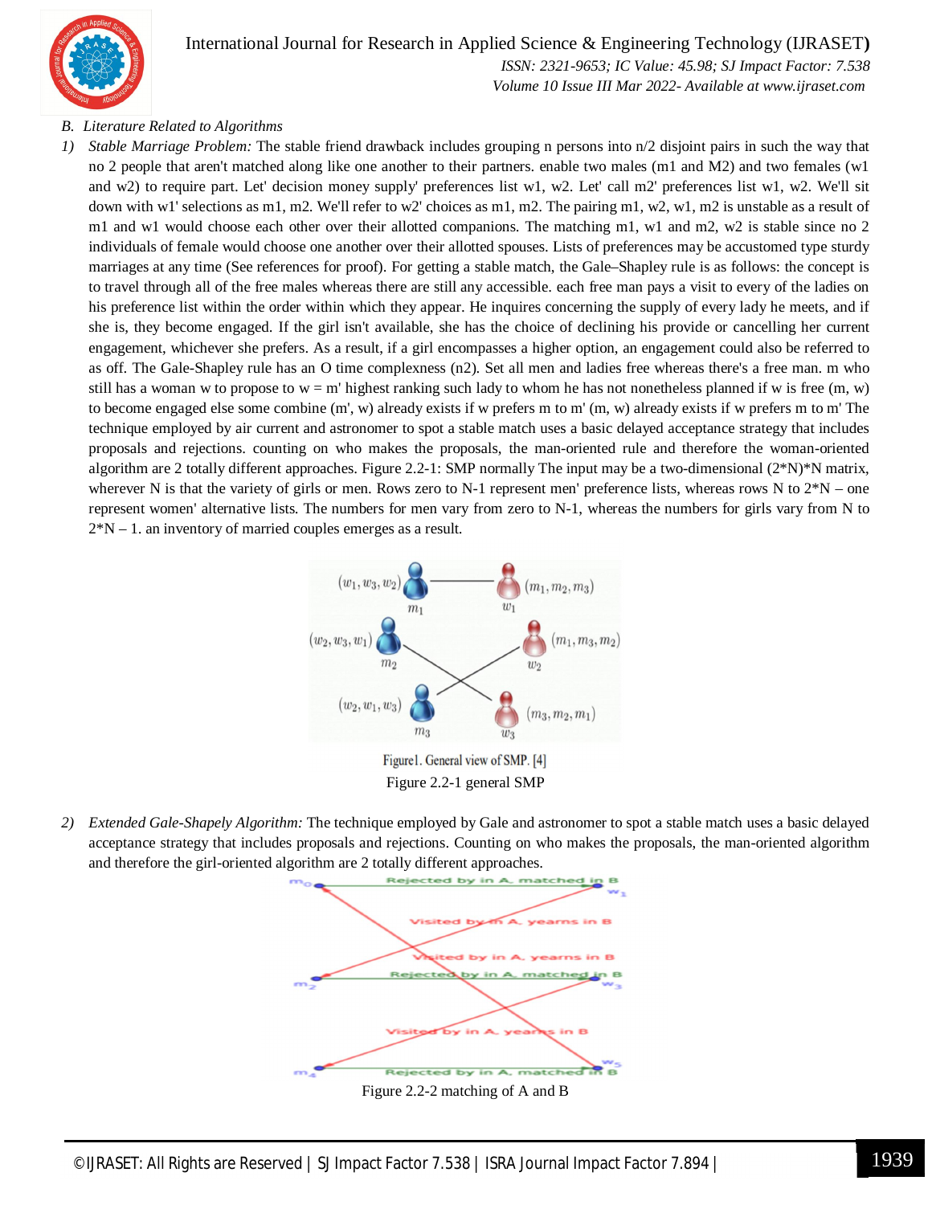### B. Literature Related to Algorithms

1) *Stable Marriage Problem:* The stable friend drawback includes grouping n persons into n/2 disjoint pairs in such the way that no 2 people that aren't matched along like one another to their partners. enable two males (m1 and M2) and two females (w1 and w2) to require part. Let' decision money supply' preferences list w1, w2. Let' call m2' preferences list w1, w2. We'll sit down with w1' selections as m1, m2. We'll refer to w2' choices as m1, m2. The pairing m1, w2, w1, m2 is unstable as a result of m1 and w1 would choose each other over their allotted companions. The matching m1, w1 and m2, w2 is stable since no 2 individuals of female would choose one another over their allotted spouses. Lists of preferences may be accustomed type sturdy marriages at any time (See references for proof). For getting a stable match, the Gale–Shapley rule is as follows: the concept is to travel through all of the free males whereas there are still any accessible. each free man pays a visit to every of the ladies on his preference list within the order within which they appear. He inquires concerning the supply of every lady he meets, and if she is, they become engaged. If the girl isn't available, she has the choice of declining his provide or cancelling her current engagement, whichever she prefers. As a result, if a girl encompasses a higher option, an engagement could also be referred to as off. The Gale-Shapley rule has an O time complexness (n2). Set all men and ladies free whereas there's a free man. m who still has a woman w to propose to w = m' highest ranking such lady to whom he has not nonetheless planned if w is free (m, w) to become engaged else some combine (m', w) already exists if w prefers m to m' (m, w) already exists if w prefers m to m' The technique employed by air current and astronomer to spot a stable match uses a basic delayed acceptance strategy that includes proposals and rejections. counting on who makes the proposals, the man-oriented rule and therefore the woman-oriented algorithm are 2 totally different approaches. Figure 2.2-1: SMP normally The input may be a two-dimensional (2*N)*N matrix, wherever N is that the variety of girls or men. Rows zero to N-1 represent men' preference lists, whereas rows N to 2*N – one represent women' alternative lists. The numbers for men vary from zero to N-1, whereas the numbers for girls vary from N to 2*N – 1. an inventory of married couples emerges as a result.

Figure1. General view of SMP. [4]

Figure 2.2-1 general SMP

2) *Extended Gale-Shapely Algorithm:* The technique employed by Gale and astronomer to spot a stable match uses a basic delayed acceptance strategy that includes proposals and rejections. Counting on who makes the proposals, the man-oriented algorithm and therefore the girl-oriented algorithm are 2 totally different approaches.

Figure 2.2-2 matching of A and B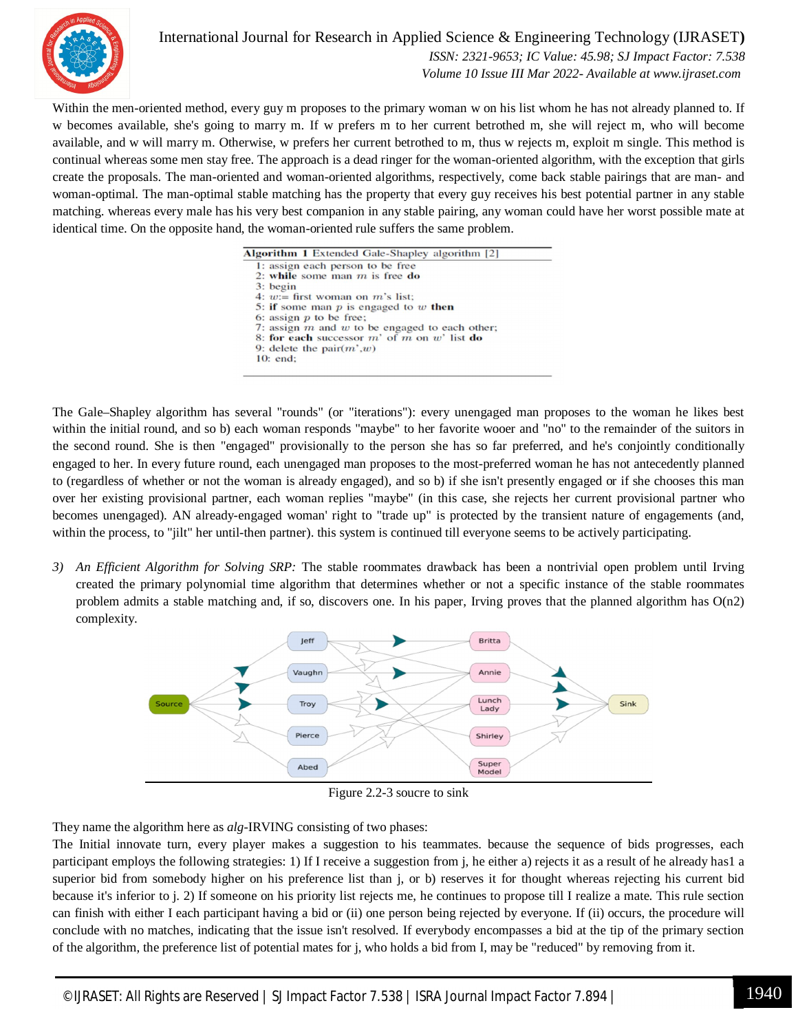Within the men-oriented method, every guy m proposes to the primary woman w on his list whom he has not already planned to. If w becomes available, she's going to marry m. If w prefers m to her current betrothed m, she will reject m, who will become available, and w will marry m. Otherwise, w prefers her current betrothed to m, thus w rejects m, exploit m single. This method is continual whereas some men stay free. The approach is a dead ringer for the woman-oriented algorithm, with the exception that girls create the proposals. The man-oriented and woman-oriented algorithms, respectively, come back stable pairings that are man- and woman-optimal. The man-optimal stable matching has the property that every guy receives his best potential partner in any stable matching. whereas every male has his very best companion in any stable pairing, any woman could have her worst possible mate at identical time. On the opposite hand, the woman-oriented rule suffers the same problem.

**Algorithm 1** Extended Gale-Shapley algorithm [2]

```
1: assign each person to be free
2: while some man m is free do
3: begin
4: w:= first woman on m's list;
5: if some man p is engaged to w then
6: assign p to be free;
7: assign m and w to be engaged to each other;
8: for each successor m' of m on w' list do
9: delete the pair(m',w)
10: end;
```

The Gale–Shapley algorithm has several "rounds" (or "iterations"): every unengaged man proposes to the woman he likes best within the initial round, and so b) each woman responds "maybe" to her favorite wooer and "no" to the remainder of the suitors in the second round. She is then "engaged" provisionally to the person she has so far preferred, and he's conjointly conditionally engaged to her. In every future round, each unengaged man proposes to the most-preferred woman he has not antecedently planned to (regardless of whether or not the woman is already engaged), and so b) if she isn't presently engaged or if she chooses this man over her existing provisional partner, each woman replies "maybe" (in this case, she rejects her current provisional partner who becomes unengaged). AN already-engaged woman' right to "trade up" is protected by the transient nature of engagements (and, within the process, to "jilt" her until-then partner). this system is continued till everyone seems to be actively participating.

3) *An Efficient Algorithm for Solving SRP:* The stable roommates drawback has been a nontrivial open problem until Irving created the primary polynomial time algorithm that determines whether or not a specific instance of the stable roommates problem admits a stable matching and, if so, discovers one. In his paper, Irving proves that the planned algorithm has O(n2) complexity.

Figure 2.2-3 source to sink

They name the algorithm here as *alg*-IRVING consisting of two phases:

The Initial innovate turn, every player makes a suggestion to his teammates. because the sequence of bids progresses, each participant employs the following strategies: 1) If I receive a suggestion from j, he either a) rejects it as a result of he already has1 a superior bid from somebody higher on his preference list than j, or b) reserves it for thought whereas rejecting his current bid because it's inferior to j. 2) If someone on his priority list rejects me, he continues to propose till I realize a mate. This rule section can finish with either I each participant having a bid or (ii) one person being rejected by everyone. If (ii) occurs, the procedure will conclude with no matches, indicating that the issue isn't resolved. If everybody encompasses a bid at the tip of the primary section of the algorithm, the preference list of potential mates for j, who holds a bid from I, may be "reduced" by removing from it.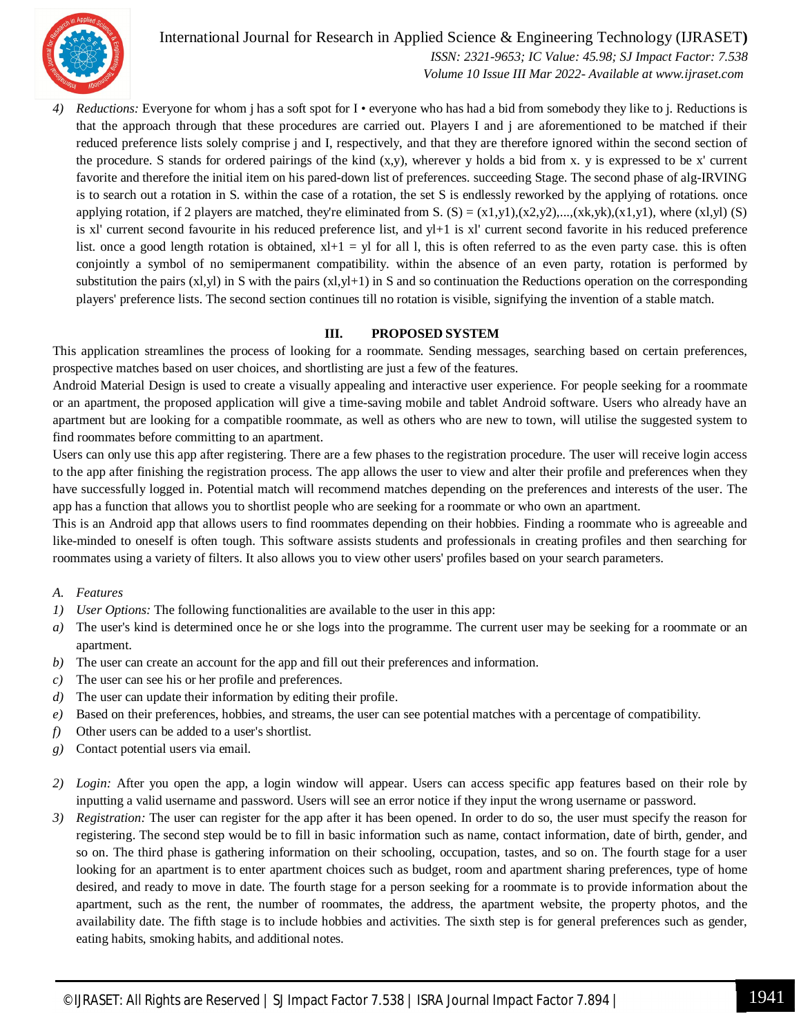4) *Reductions:* Everyone for whom j has a soft spot for I • everyone who has had a bid from somebody they like to j. Reductions is that the approach through that these procedures are carried out. Players I and j are aforementioned to be matched if their reduced preference lists solely comprise j and I, respectively, and that they are therefore ignored within the second section of the procedure. S stands for ordered pairings of the kind (x,y), wherever y holds a bid from x. y is expressed to be x' current favorite and therefore the initial item on his pared-down list of preferences. succeeding Stage. The second phase of alg-IRVING is to search out a rotation in S. within the case of a rotation, the set S is endlessly reworked by the applying of rotations. once applying rotation, if 2 players are matched, they're eliminated from S. (S) = (x1,y1),(x2,y2),...,(xk,yk),(x1,y1), where (xl,yl) (S) is xl' current second favourite in his reduced preference list, and yl+1 is xl' current second favorite in his reduced preference list. once a good length rotation is obtained, xl+1 = yl for all l, this is often referred to as the even party case. this is often conjointly a symbol of no semipermanent compatibility. within the absence of an even party, rotation is performed by substitution the pairs (xl,yl) in S with the pairs (xl,yl+1) in S and so continuation the Reductions operation on the corresponding players' preference lists. The second section continues till no rotation is visible, signifying the invention of a stable match.

## III. PROPOSED SYSTEM

This application streamlines the process of looking for a roommate. Sending messages, searching based on certain preferences, prospective matches based on user choices, and shortlisting are just a few of the features.

Android Material Design is used to create a visually appealing and interactive user experience. For people seeking for a roommate or an apartment, the proposed application will give a time-saving mobile and tablet Android software. Users who already have an apartment but are looking for a compatible roommate, as well as others who are new to town, will utilise the suggested system to find roommates before committing to an apartment.

Users can only use this app after registering. There are a few phases to the registration procedure. The user will receive login access to the app after finishing the registration process. The app allows the user to view and alter their profile and preferences when they have successfully logged in. Potential match will recommend matches depending on the preferences and interests of the user. The app has a function that allows you to shortlist people who are seeking for a roommate or who own an apartment.

This is an Android app that allows users to find roommates depending on their hobbies. Finding a roommate who is agreeable and like-minded to oneself is often tough. This software assists students and professionals in creating profiles and then searching for roommates using a variety of filters. It also allows you to view other users' profiles based on your search parameters.

### A. Features

1) *User Options:* The following functionalities are available to the user in this app:

a) The user's kind is determined once he or she logs into the programme. The current user may be seeking for a roommate or an apartment.
b) The user can create an account for the app and fill out their preferences and information.
c) The user can see his or her profile and preferences.
d) The user can update their information by editing their profile.
e) Based on their preferences, hobbies, and streams, the user can see potential matches with a percentage of compatibility.
f) Other users can be added to a user's shortlist.
g) Contact potential users via email.

2) *Login:* After you open the app, a login window will appear. Users can access specific app features based on their role by inputting a valid username and password. Users will see an error notice if they input the wrong username or password.

3) *Registration:* The user can register for the app after it has been opened. In order to do so, the user must specify the reason for registering. The second step would be to fill in basic information such as name, contact information, date of birth, gender, and so on. The third phase is gathering information on their schooling, occupation, tastes, and so on. The fourth stage for a user looking for an apartment is to enter apartment choices such as budget, room and apartment sharing preferences, type of home desired, and ready to move in date. The fourth stage for a person seeking for a roommate is to provide information about the apartment, such as the rent, the number of roommates, the address, the apartment website, the property photos, and the availability date. The fifth stage is to include hobbies and activities. The sixth step is for general preferences such as gender, eating habits, smoking habits, and additional notes.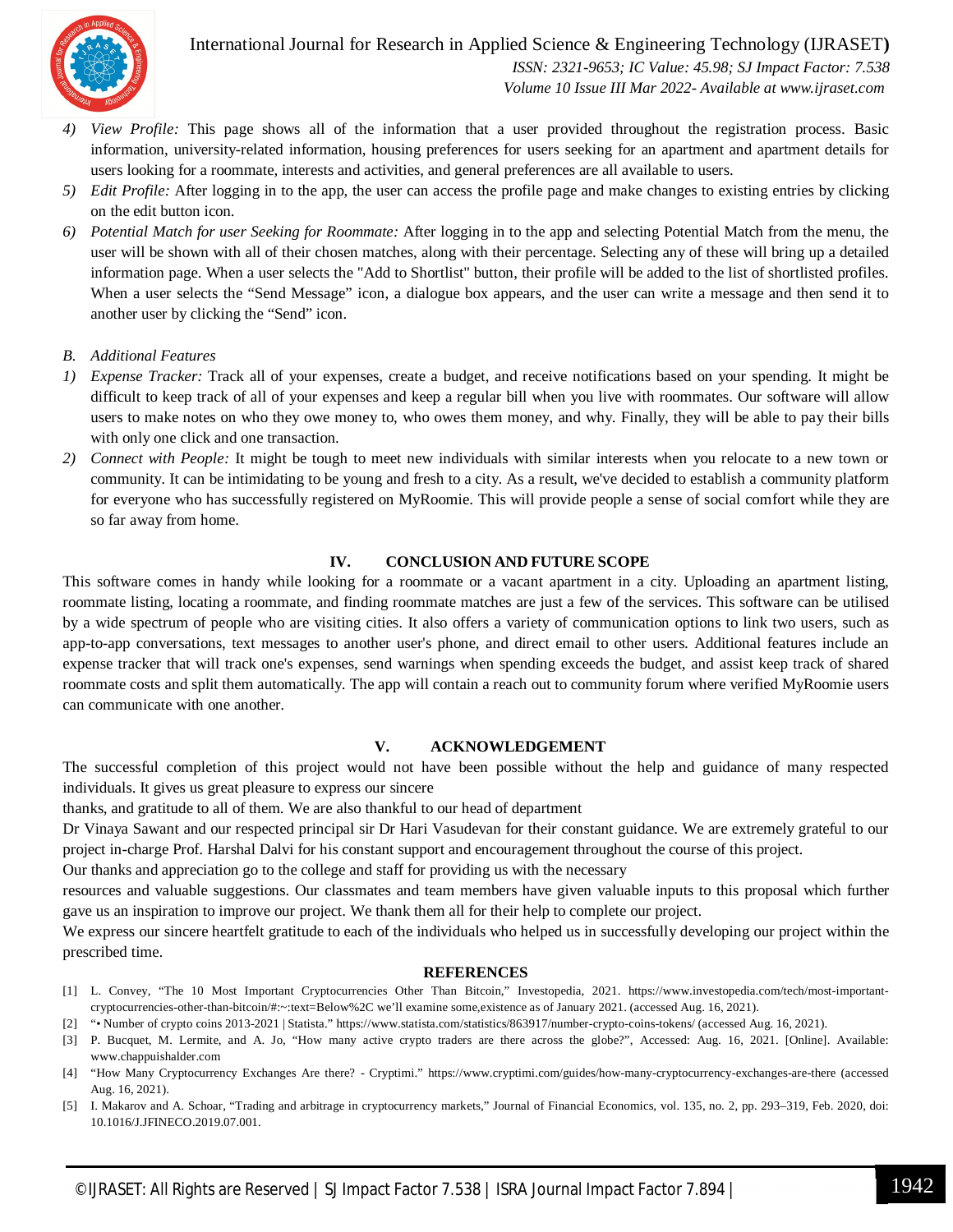4) *View Profile:* This page shows all of the information that a user provided throughout the registration process. Basic information, university-related information, housing preferences for users seeking for an apartment and apartment details for users looking for a roommate, interests and activities, and general preferences are all available to users.
5) *Edit Profile:* After logging in to the app, the user can access the profile page and make changes to existing entries by clicking on the edit button icon.
6) *Potential Match for user Seeking for Roommate:* After logging in to the app and selecting Potential Match from the menu, the user will be shown with all of their chosen matches, along with their percentage. Selecting any of these will bring up a detailed information page. When a user selects the "Add to Shortlist" button, their profile will be added to the list of shortlisted profiles. When a user selects the "Send Message" icon, a dialogue box appears, and the user can write a message and then send it to another user by clicking the "Send" icon.

### B. *Additional Features*

1) *Expense Tracker:* Track all of your expenses, create a budget, and receive notifications based on your spending. It might be difficult to keep track of all of your expenses and keep a regular bill when you live with roommates. Our software will allow users to make notes on who they owe money to, who owes them money, and why. Finally, they will be able to pay their bills with only one click and one transaction.
2) *Connect with People:* It might be tough to meet new individuals with similar interests when you relocate to a new town or community. It can be intimidating to be young and fresh to a city. As a result, we've decided to establish a community platform for everyone who has successfully registered on MyRoomie. This will provide people a sense of social comfort while they are so far away from home.

## IV. CONCLUSION AND FUTURE SCOPE

This software comes in handy while looking for a roommate or a vacant apartment in a city. Uploading an apartment listing, roommate listing, locating a roommate, and finding roommate matches are just a few of the services. This software can be utilised by a wide spectrum of people who are visiting cities. It also offers a variety of communication options to link two users, such as app-to-app conversations, text messages to another user's phone, and direct email to other users. Additional features include an expense tracker that will track one's expenses, send warnings when spending exceeds the budget, and assist keep track of shared roommate costs and split them automatically. The app will contain a reach out to community forum where verified MyRoomie users can communicate with one another.

## V. ACKNOWLEDGEMENT

The successful completion of this project would not have been possible without the help and guidance of many respected individuals. It gives us great pleasure to express our sincere
thanks, and gratitude to all of them. We are also thankful to our head of department
Dr Vinaya Sawant and our respected principal sir Dr Hari Vasudevan for their constant guidance. We are extremely grateful to our project in-charge Prof. Harshal Dalvi for his constant support and encouragement throughout the course of this project.
Our thanks and appreciation go to the college and staff for providing us with the necessary
resources and valuable suggestions. Our classmates and team members have given valuable inputs to this proposal which further gave us an inspiration to improve our project. We thank them all for their help to complete our project.
We express our sincere heartfelt gratitude to each of the individuals who helped us in successfully developing our project within the prescribed time.

## REFERENCES

[1] L. Convey, "The 10 Most Important Cryptocurrencies Other Than Bitcoin," Investopedia, 2021. https://www.investopedia.com/tech/most-important-cryptocurrencies-other-than-bitcoin/#:~:text=Below%2C we'll examine some,existence as of January 2021. (accessed Aug. 16, 2021).

[2] "• Number of crypto coins 2013-2021 | Statista." https://www.statista.com/statistics/863917/number-crypto-coins-tokens/ (accessed Aug. 16, 2021).

[3] P. Bucquet, M. Lermite, and A. Jo, "How many active crypto traders are there across the globe?", Accessed: Aug. 16, 2021. [Online]. Available: www.chappuishalder.com

[4] "How Many Cryptocurrency Exchanges Are there? - Cryptimi." https://www.cryptimi.com/guides/how-many-cryptocurrency-exchanges-are-there (accessed Aug. 16, 2021).

[5] I. Makarov and A. Schoar, "Trading and arbitrage in cryptocurrency markets," Journal of Financial Economics, vol. 135, no. 2, pp. 293–319, Feb. 2020, doi: 10.1016/J.JFINECO.2019.07.001.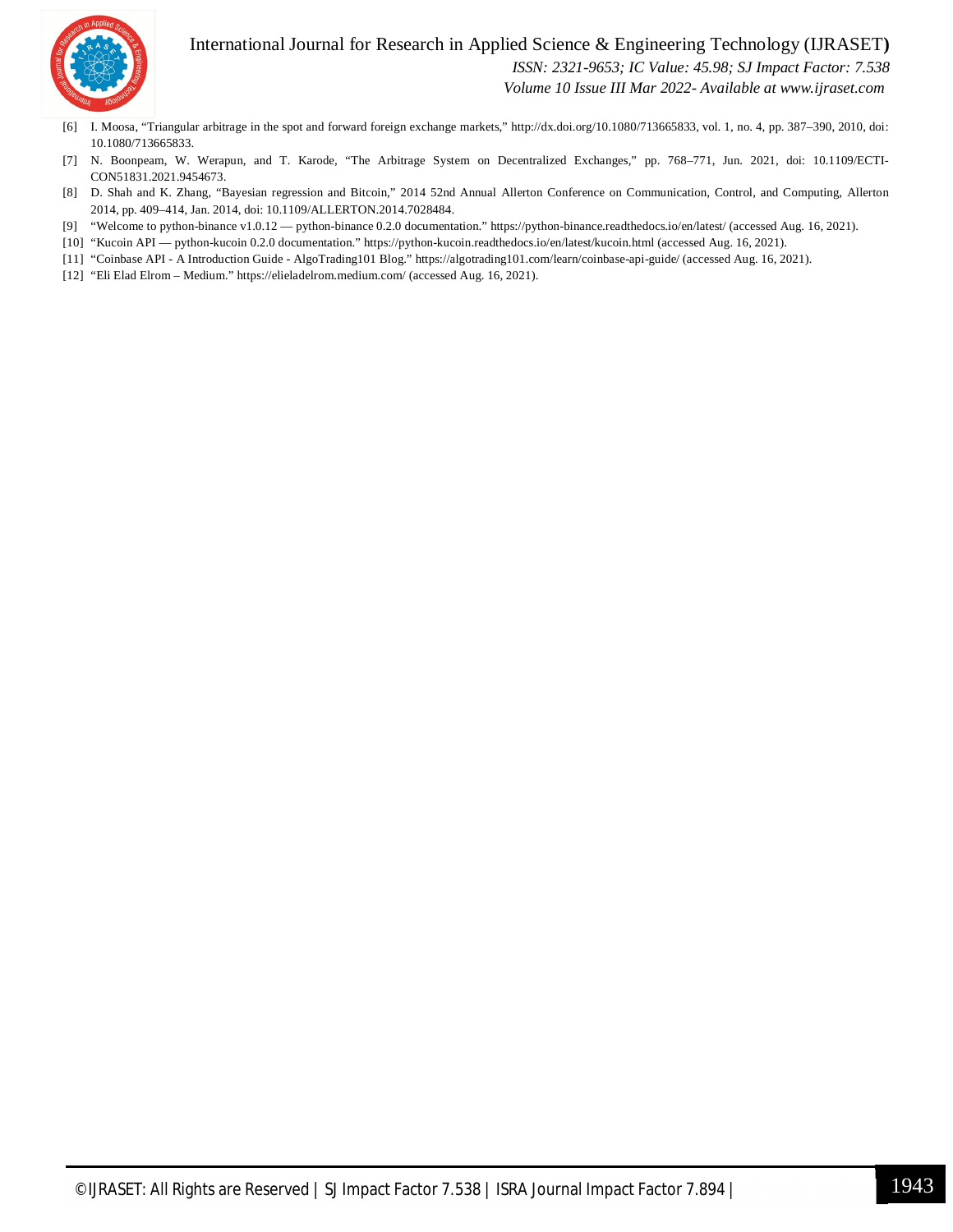[6] I. Moosa, "Triangular arbitrage in the spot and forward foreign exchange markets," http://dx.doi.org/10.1080/713665833, vol. 1, no. 4, pp. 387–390, 2010, doi: 10.1080/713665833.

[7] N. Boonpeam, W. Werapun, and T. Karode, "The Arbitrage System on Decentralized Exchanges," pp. 768–771, Jun. 2021, doi: 10.1109/ECTI-CON51831.2021.9454673.

[8] D. Shah and K. Zhang, "Bayesian regression and Bitcoin," 2014 52nd Annual Allerton Conference on Communication, Control, and Computing, Allerton 2014, pp. 409–414, Jan. 2014, doi: 10.1109/ALLERTON.2014.7028484.

[9] "Welcome to python-binance v1.0.12 — python-binance 0.2.0 documentation." https://python-binance.readthedocs.io/en/latest/ (accessed Aug. 16, 2021).

[10] "Kucoin API — python-kucoin 0.2.0 documentation." https://python-kucoin.readthedocs.io/en/latest/kucoin.html (accessed Aug. 16, 2021).

[11] "Coinbase API - A Introduction Guide - AlgoTrading101 Blog." https://algotrading101.com/learn/coinbase-api-guide/ (accessed Aug. 16, 2021).

[12] "Eli Elad Elrom – Medium." https://elieladelrom.medium.com/ (accessed Aug. 16, 2021).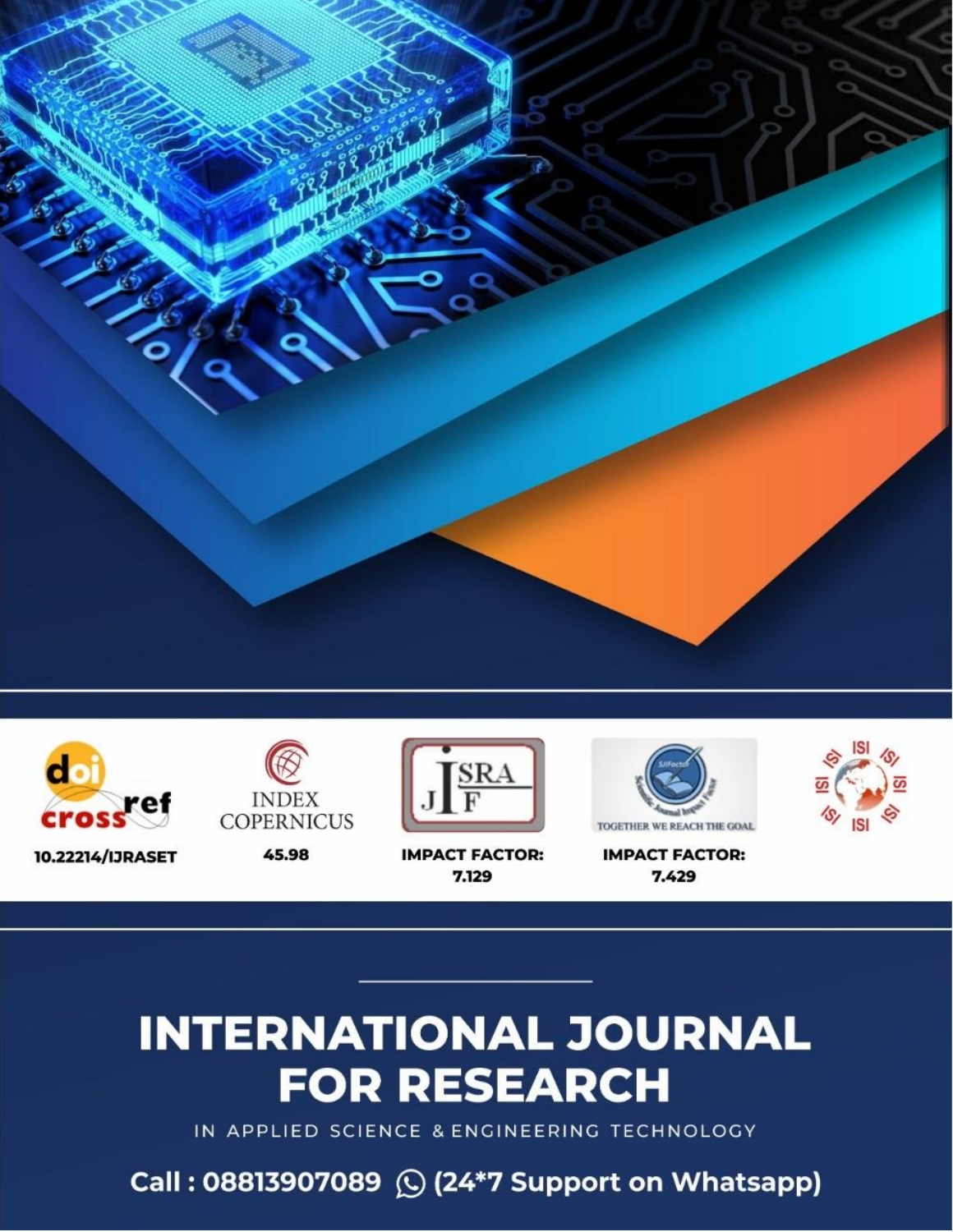10.22214/IJRASET

INDEX COPERNICUS

45.98

IMPACT FACTOR: 7.129

IMPACT FACTOR: 7.429

TOGETHER WE REACH THE GOAL

# INTERNATIONAL JOURNAL FOR RESEARCH

IN APPLIED SCIENCE & ENGINEERING TECHNOLOGY

Call : 08813907089 (24*7 Support on Whatsapp)